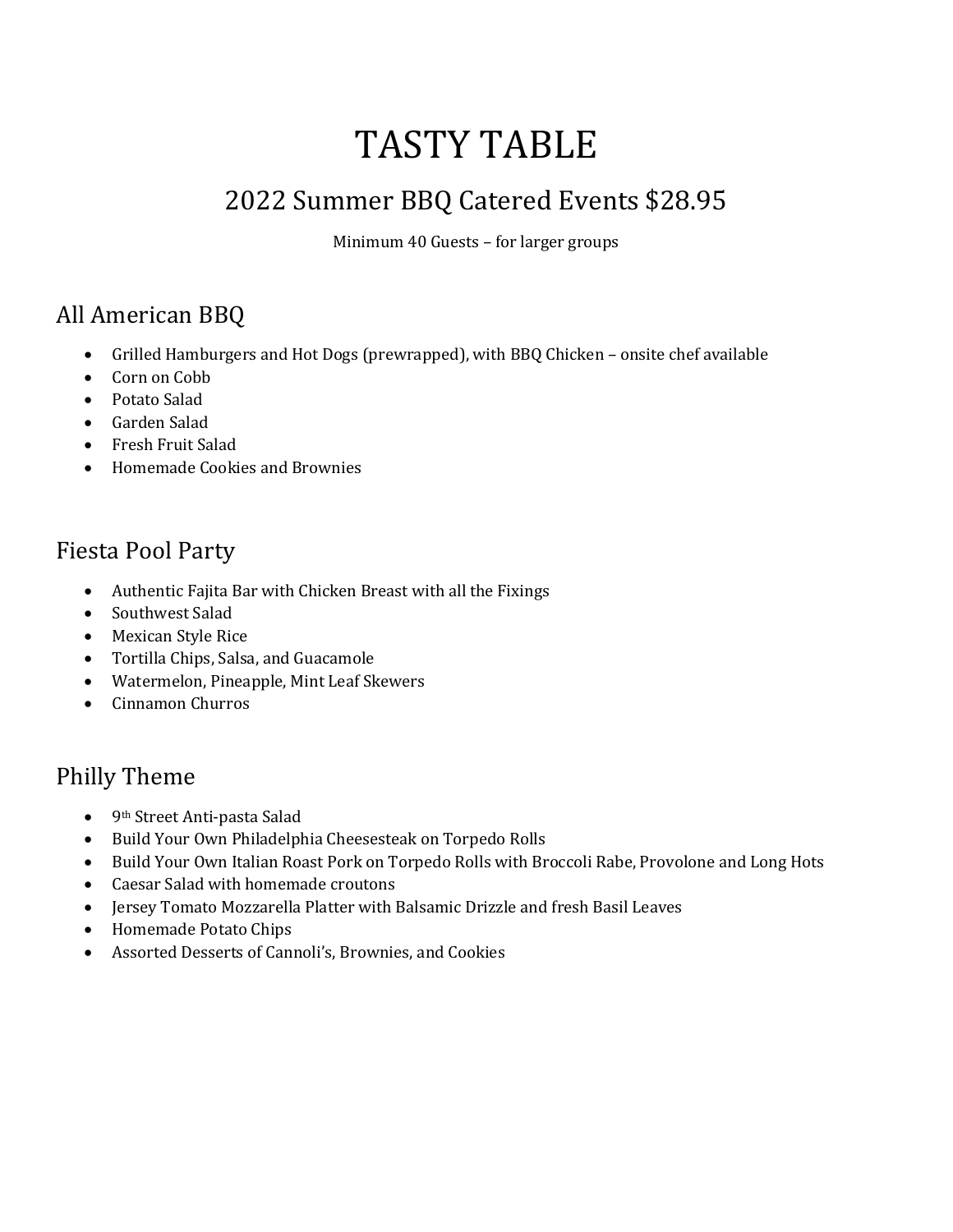# TASTY TABLE

## 2022 Summer BBQ Catered Events $28.95

Minimum 40 Guests – for larger groups

### All American BBQ

- Grilled Hamburgers and Hot Dogs (prewrapped), with BBQ Chicken – onsite chef available
- Corn on Cobb
- Potato Salad
- Garden Salad
- Fresh Fruit Salad
- Homemade Cookies and Brownies

### Fiesta Pool Party

- Authentic Fajita Bar with Chicken Breast with all the Fixings
- Southwest Salad
- Mexican Style Rice
- Tortilla Chips, Salsa, and Guacamole
- Watermelon, Pineapple, Mint Leaf Skewers
- Cinnamon Churros

### Philly Theme

- 9th Street Anti-pasta Salad
- Build Your Own Philadelphia Cheesesteak on Torpedo Rolls
- Build Your Own Italian Roast Pork on Torpedo Rolls with Broccoli Rabe, Provolone and Long Hots
- Caesar Salad with homemade croutons
- Jersey Tomato Mozzarella Platter with Balsamic Drizzle and fresh Basil Leaves
- Homemade Potato Chips
- Assorted Desserts of Cannoli's, Brownies, and Cookies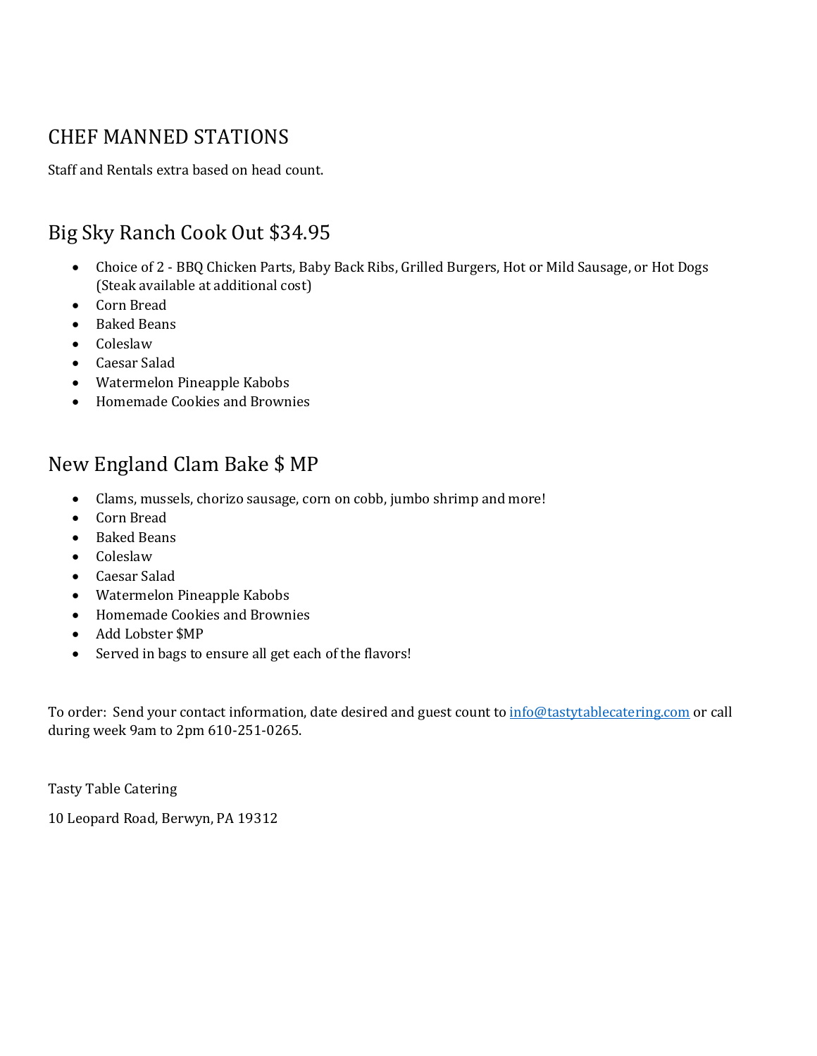# CHEF MANNED STATIONS

Staff and Rentals extra based on head count.

## Big Sky Ranch Cook Out $34.95

- Choice of 2 - BBQ Chicken Parts, Baby Back Ribs, Grilled Burgers, Hot or Mild Sausage, or Hot Dogs (Steak available at additional cost)
- Corn Bread
- Baked Beans
- Coleslaw
- Caesar Salad
- Watermelon Pineapple Kabobs
- Homemade Cookies and Brownies

## New England Clam Bake $ MP

- Clams, mussels, chorizo sausage, corn on cobb, jumbo shrimp and more!
- Corn Bread
- Baked Beans
- Coleslaw
- Caesar Salad
- Watermelon Pineapple Kabobs
- Homemade Cookies and Brownies
- Add Lobster $MP
- Served in bags to ensure all get each of the flavors!

To order: Send your contact information, date desired and guest count to info@tastytablecatering.com or call during week 9am to 2pm 610-251-0265.

Tasty Table Catering

10 Leopard Road, Berwyn, PA 19312